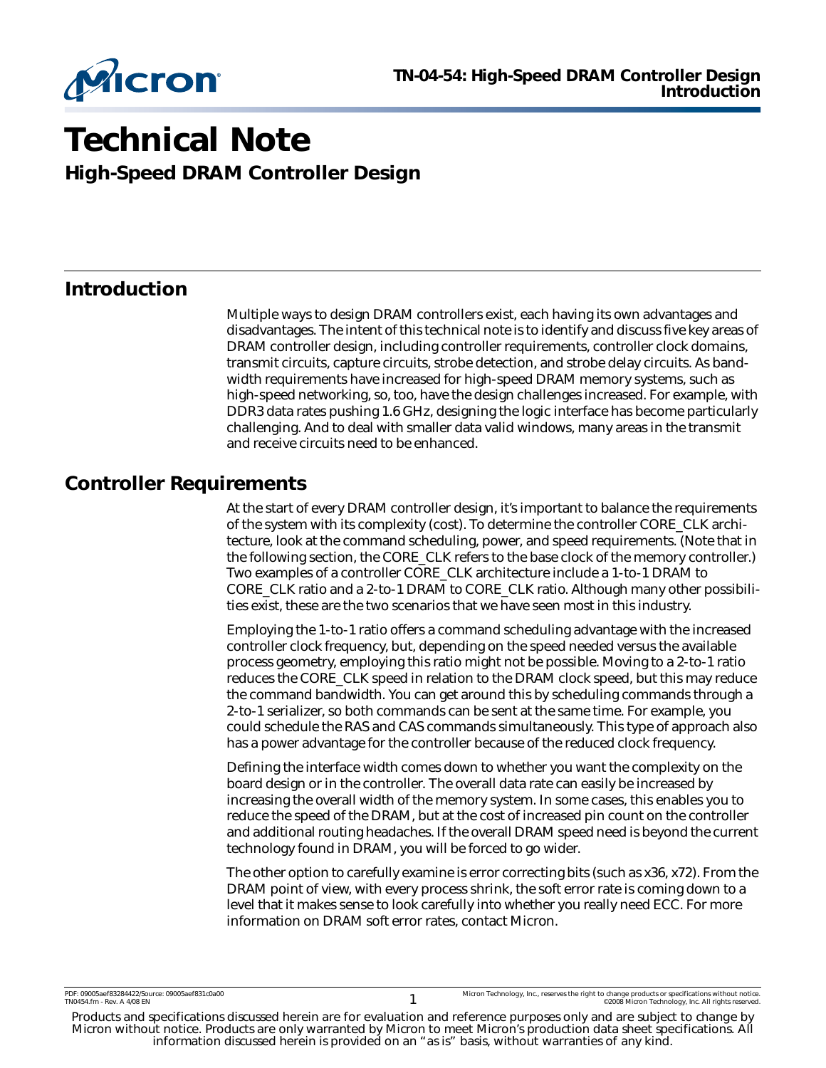# Technical Note

## High-Speed DRAM Controller Design

## Introduction

Multiple ways to design DRAM controllers exist, each having its own advantages and disadvantages. The intent of this technical note is to identify and discuss five key areas of DRAM controller design, including controller requirements, controller clock domains, transmit circuits, capture circuits, strobe detection, and strobe delay circuits. As bandwidth requirements have increased for high-speed DRAM memory systems, such as high-speed networking, so, too, have the design challenges increased. For example, with DDR3 data rates pushing 1.6 GHz, designing the logic interface has become particularly challenging. And to deal with smaller data valid windows, many areas in the transmit and receive circuits need to be enhanced.

## Controller Requirements

At the start of every DRAM controller design, it's important to balance the requirements of the system with its complexity (cost). To determine the controller CORE_CLK architecture, look at the command scheduling, power, and speed requirements. (Note that in the following section, the CORE_CLK refers to the base clock of the memory controller.) Two examples of a controller CORE_CLK architecture include a 1-to-1 DRAM to CORE_CLK ratio and a 2-to-1 DRAM to CORE_CLK ratio. Although many other possibilities exist, these are the two scenarios that we have seen most in this industry.

Employing the 1-to-1 ratio offers a command scheduling advantage with the increased controller clock frequency, but, depending on the speed needed versus the available process geometry, employing this ratio might not be possible. Moving to a 2-to-1 ratio reduces the CORE_CLK speed in relation to the DRAM clock speed, but this may reduce the command bandwidth. You can get around this by scheduling commands through a 2-to-1 serializer, so both commands can be sent at the same time. For example, you could schedule the RAS and CAS commands simultaneously. This type of approach also has a power advantage for the controller because of the reduced clock frequency.

Defining the interface width comes down to whether you want the complexity on the board design or in the controller. The overall data rate can easily be increased by increasing the overall width of the memory system. In some cases, this enables you to reduce the speed of the DRAM, but at the cost of increased pin count on the controller and additional routing headaches. If the overall DRAM speed need is beyond the current technology found in DRAM, you will be forced to go wider.

The other option to carefully examine is error correcting bits (such as x36, x72). From the DRAM point of view, with every process shrink, the soft error rate is coming down to a level that it makes sense to look carefully into whether you really need ECC. For more information on DRAM soft error rates, contact Micron.

Products and specifications discussed herein are for evaluation and reference purposes only and are subject to change by Micron without notice. Products are only warranted by Micron to meet Micron's production data sheet specifications. All information discussed herein is provided on an "as is" basis, without warranties of any kind.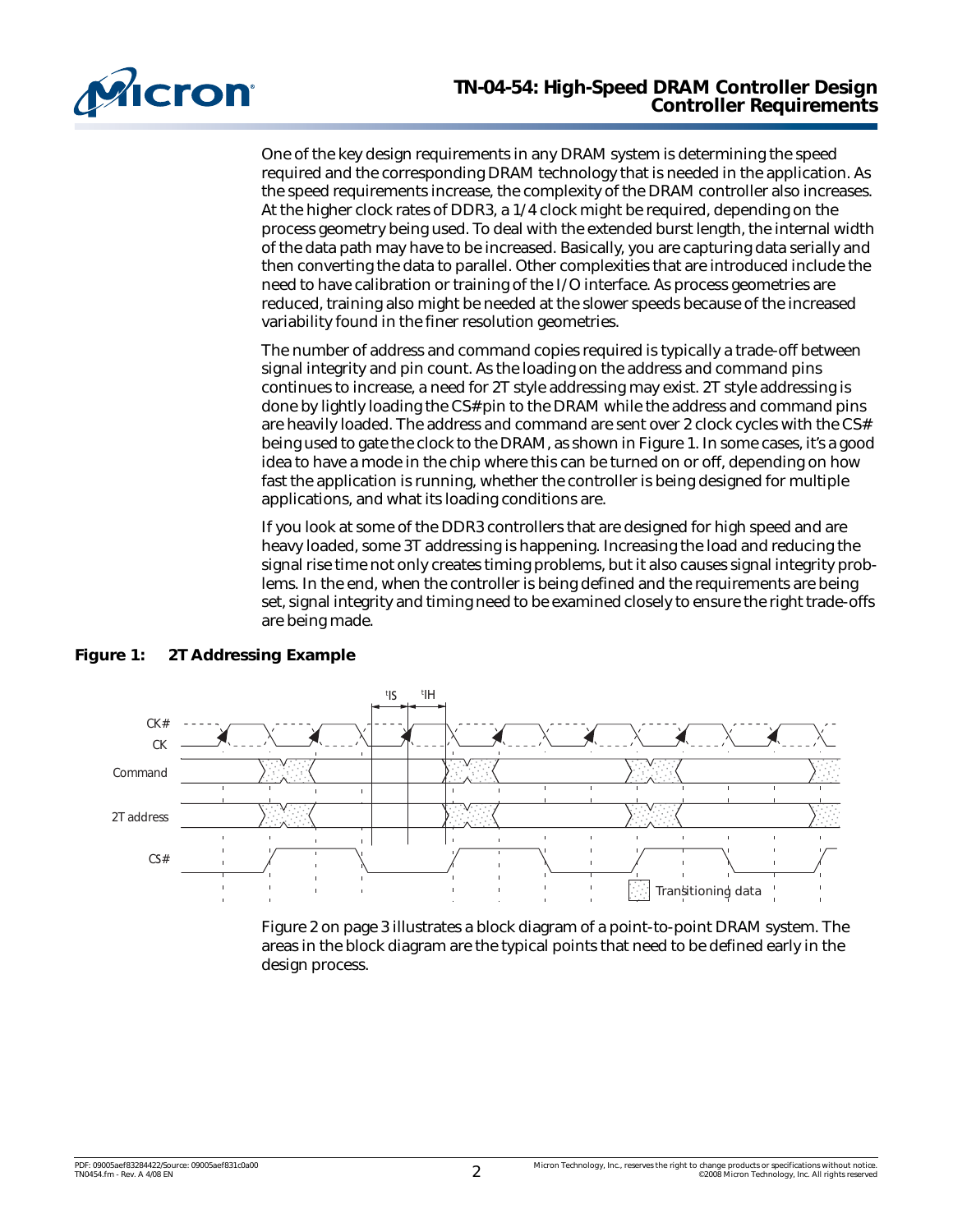One of the key design requirements in any DRAM system is determining the speed required and the corresponding DRAM technology that is needed in the application. As the speed requirements increase, the complexity of the DRAM controller also increases. At the higher clock rates of DDR3, a 1/4 clock might be required, depending on the process geometry being used. To deal with the extended burst length, the internal width of the data path may have to be increased. Basically, you are capturing data serially and then converting the data to parallel. Other complexities that are introduced include the need to have calibration or training of the I/O interface. As process geometries are reduced, training also might be needed at the slower speeds because of the increased variability found in the finer resolution geometries.

The number of address and command copies required is typically a trade-off between signal integrity and pin count. As the loading on the address and command pins continues to increase, a need for 2T style addressing may exist. 2T style addressing is done by lightly loading the CS# pin to the DRAM while the address and command pins are heavily loaded. The address and command are sent over 2 clock cycles with the CS# being used to gate the clock to the DRAM, as shown in Figure 1. In some cases, it's a good idea to have a mode in the chip where this can be turned on or off, depending on how fast the application is running, whether the controller is being designed for multiple applications, and what its loading conditions are.

If you look at some of the DDR3 controllers that are designed for high speed and are heavy loaded, some 3T addressing is happening. Increasing the load and reducing the signal rise time not only creates timing problems, but it also causes signal integrity problems. In the end, when the controller is being defined and the requirements are being set, signal integrity and timing need to be examined closely to ensure the right trade-offs are being made.

**Figure 1: 2T Addressing Example**

Figure 2 on page 3 illustrates a block diagram of a point-to-point DRAM system. The areas in the block diagram are the typical points that need to be defined early in the design process.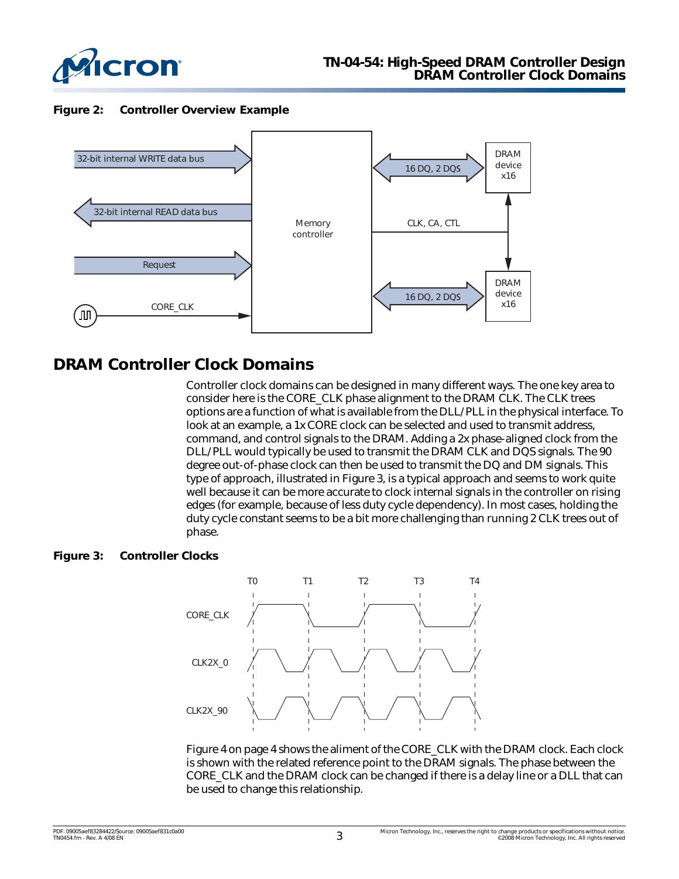**Figure 2: Controller Overview Example**

## DRAM Controller Clock Domains

Controller clock domains can be designed in many different ways. The one key area to consider here is the CORE_CLK phase alignment to the DRAM CLK. The CLK trees options are a function of what is available from the DLL/PLL in the physical interface. To look at an example, a 1x CORE clock can be selected and used to transmit address, command, and control signals to the DRAM. Adding a 2x phase-aligned clock from the DLL/PLL would typically be used to transmit the DRAM CLK and DQS signals. The 90 degree out-of-phase clock can then be used to transmit the DQ and DM signals. This type of approach, illustrated in Figure 3, is a typical approach and seems to work quite well because it can be more accurate to clock internal signals in the controller on rising edges (for example, because of less duty cycle dependency). In most cases, holding the duty cycle constant seems to be a bit more challenging than running 2 CLK trees out of phase.

**Figure 3: Controller Clocks**

Figure 4 on page 4 shows the aliment of the CORE_CLK with the DRAM clock. Each clock is shown with the related reference point to the DRAM signals. The phase between the CORE_CLK and the DRAM clock can be changed if there is a delay line or a DLL that can be used to change this relationship.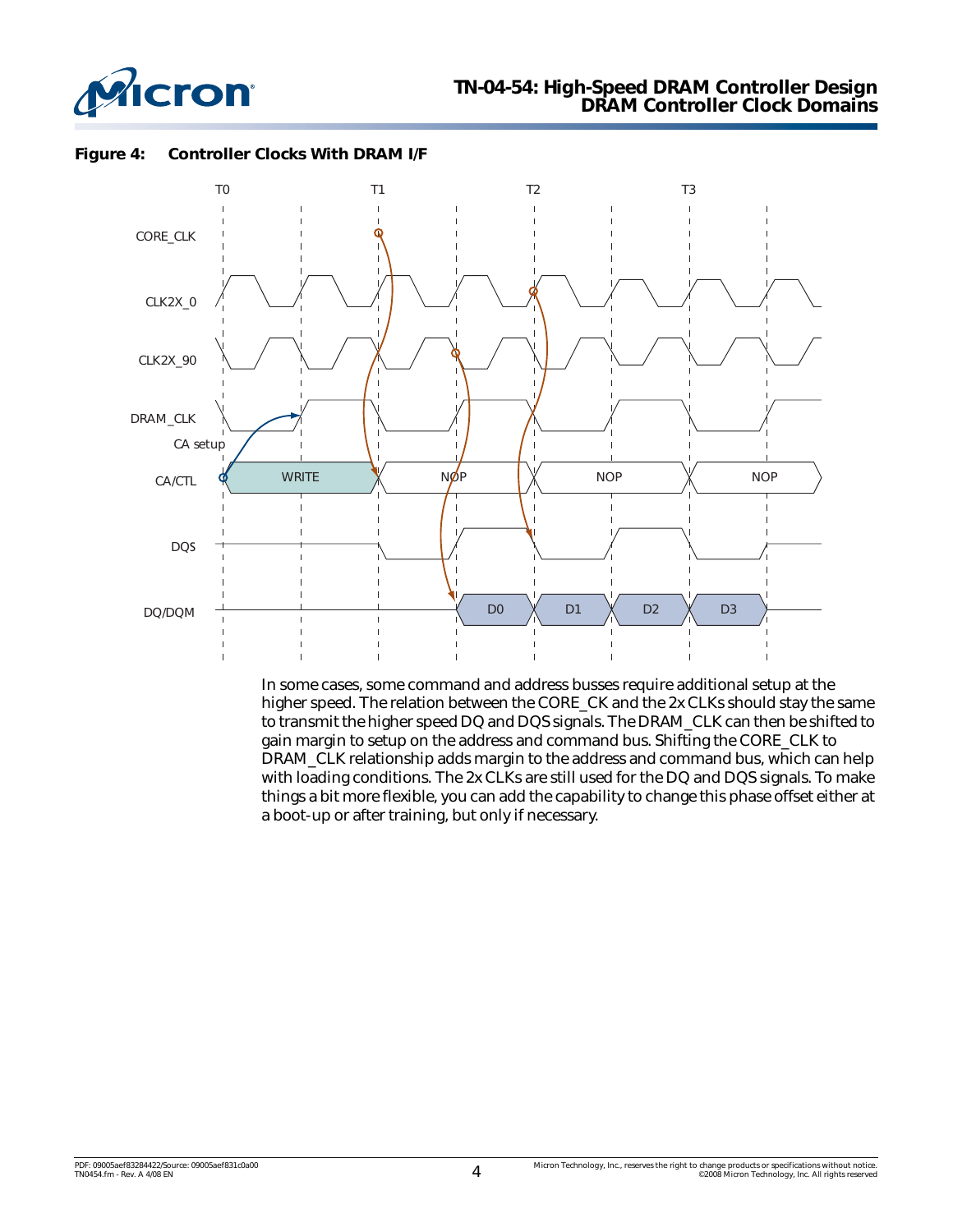**Figure 4: Controller Clocks With DRAM I/F**

In some cases, some command and address busses require additional setup at the higher speed. The relation between the CORE_CK and the 2x CLKs should stay the same to transmit the higher speed DQ and DQS signals. The DRAM_CLK can then be shifted to gain margin to setup on the address and command bus. Shifting the CORE_CLK to DRAM_CLK relationship adds margin to the address and command bus, which can help with loading conditions. The 2x CLKs are still used for the DQ and DQS signals. To make things a bit more flexible, you can add the capability to change this phase offset either at a boot-up or after training, but only if necessary.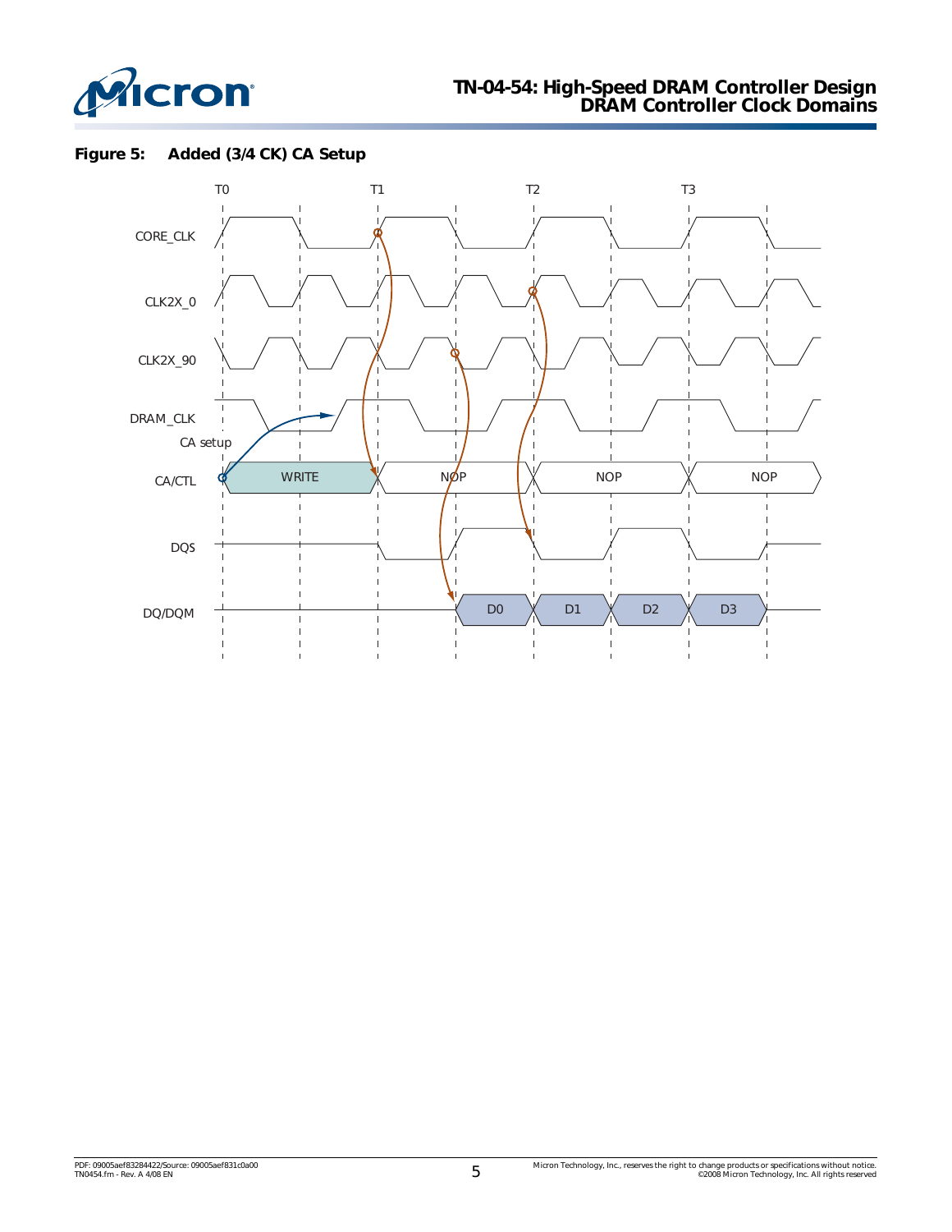**Figure 5: Added (3/4 CK) CA Setup**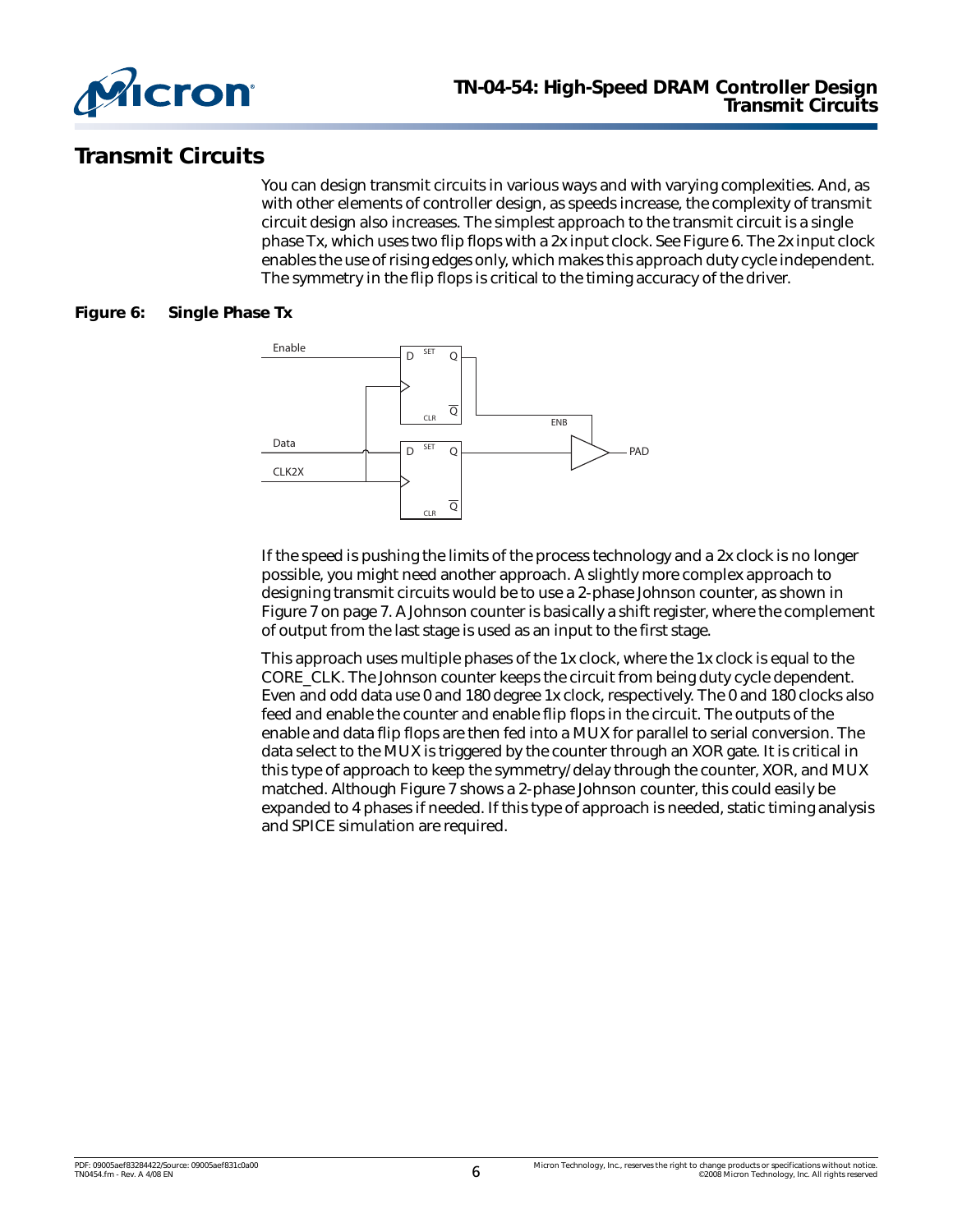# Transmit Circuits

You can design transmit circuits in various ways and with varying complexities. And, as with other elements of controller design, as speeds increase, the complexity of transmit circuit design also increases. The simplest approach to the transmit circuit is a single phase Tx, which uses two flip flops with a 2x input clock. See Figure 6. The 2x input clock enables the use of rising edges only, which makes this approach duty cycle independent. The symmetry in the flip flops is critical to the timing accuracy of the driver.

**Figure 6: Single Phase Tx**

If the speed is pushing the limits of the process technology and a 2x clock is no longer possible, you might need another approach. A slightly more complex approach to designing transmit circuits would be to use a 2-phase Johnson counter, as shown in Figure 7 on page 7. A Johnson counter is basically a shift register, where the complement of output from the last stage is used as an input to the first stage.

This approach uses multiple phases of the 1x clock, where the 1x clock is equal to the CORE_CLK. The Johnson counter keeps the circuit from being duty cycle dependent. Even and odd data use 0 and 180 degree 1x clock, respectively. The 0 and 180 clocks also feed and enable the counter and enable flip flops in the circuit. The outputs of the enable and data flip flops are then fed into a MUX for parallel to serial conversion. The data select to the MUX is triggered by the counter through an XOR gate. It is critical in this type of approach to keep the symmetry/delay through the counter, XOR, and MUX matched. Although Figure 7 shows a 2-phase Johnson counter, this could easily be expanded to 4 phases if needed. If this type of approach is needed, static timing analysis and SPICE simulation are required.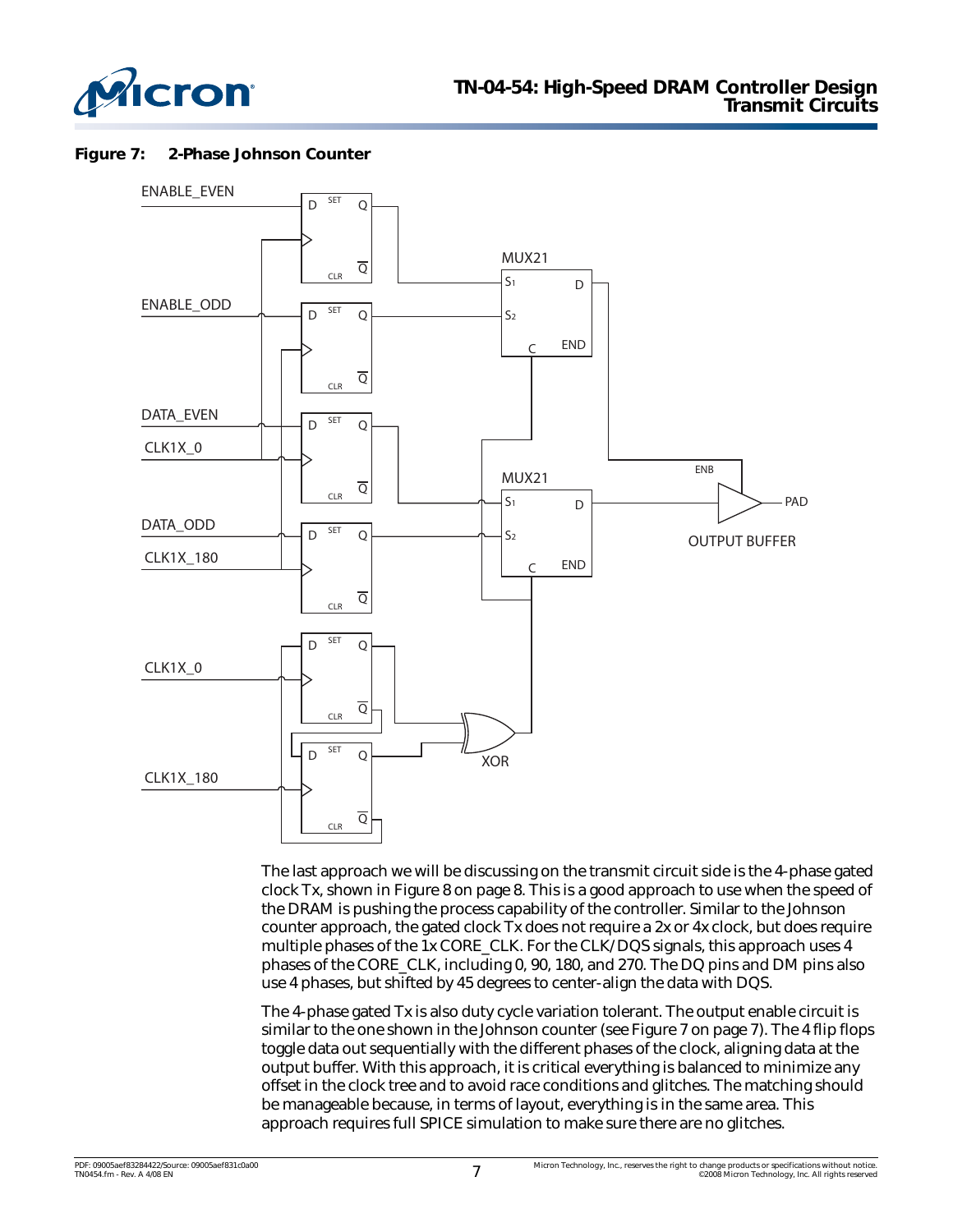**Figure 7: 2-Phase Johnson Counter**

The last approach we will be discussing on the transmit circuit side is the 4-phase gated clock Tx, shown in Figure 8 on page 8. This is a good approach to use when the speed of the DRAM is pushing the process capability of the controller. Similar to the Johnson counter approach, the gated clock Tx does not require a 2x or 4x clock, but does require multiple phases of the 1x CORE_CLK. For the CLK/DQS signals, this approach uses 4 phases of the CORE_CLK, including 0, 90, 180, and 270. The DQ pins and DM pins also use 4 phases, but shifted by 45 degrees to center-align the data with DQS.

The 4-phase gated Tx is also duty cycle variation tolerant. The output enable circuit is similar to the one shown in the Johnson counter (see Figure 7 on page 7). The 4 flip flops toggle data out sequentially with the different phases of the clock, aligning data at the output buffer. With this approach, it is critical everything is balanced to minimize any offset in the clock tree and to avoid race conditions and glitches. The matching should be manageable because, in terms of layout, everything is in the same area. This approach requires full SPICE simulation to make sure there are no glitches.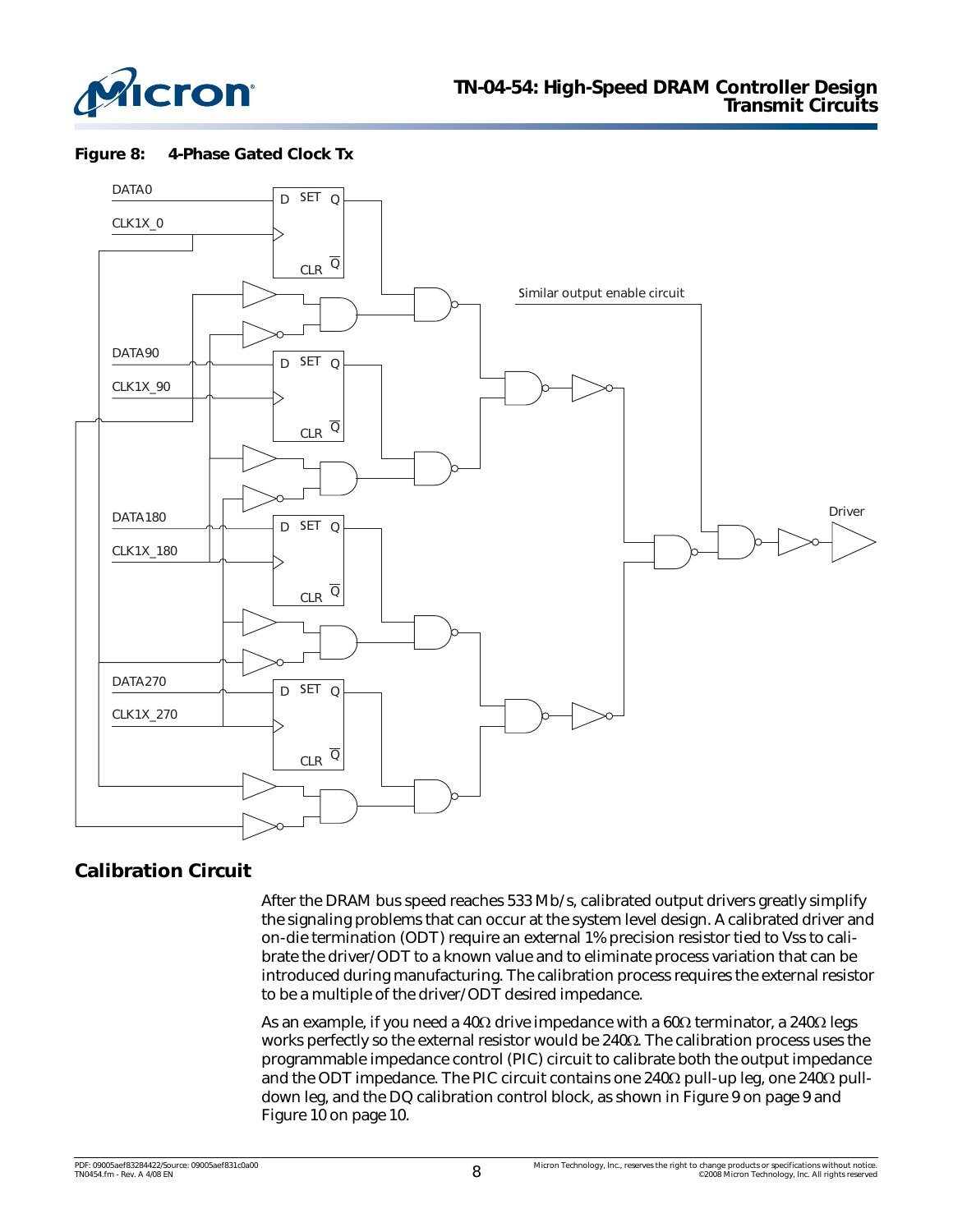**Figure 8: 4-Phase Gated Clock Tx**

## Calibration Circuit

After the DRAM bus speed reaches 533 Mb/s, calibrated output drivers greatly simplify the signaling problems that can occur at the system level design. A calibrated driver and on-die termination (ODT) require an external 1% precision resistor tied to Vss to calibrate the driver/ODT to a known value and to eliminate process variation that can be introduced during manufacturing. The calibration process requires the external resistor to be a multiple of the driver/ODT desired impedance.

As an example, if you need a 40Ω drive impedance with a 60Ω terminator, a 240Ω legs works perfectly so the external resistor would be 240Ω. The calibration process uses the programmable impedance control (PIC) circuit to calibrate both the output impedance and the ODT impedance. The PIC circuit contains one 240Ω pull-up leg, one 240Ω pull-down leg, and the DQ calibration control block, as shown in Figure 9 on page 9 and Figure 10 on page 10.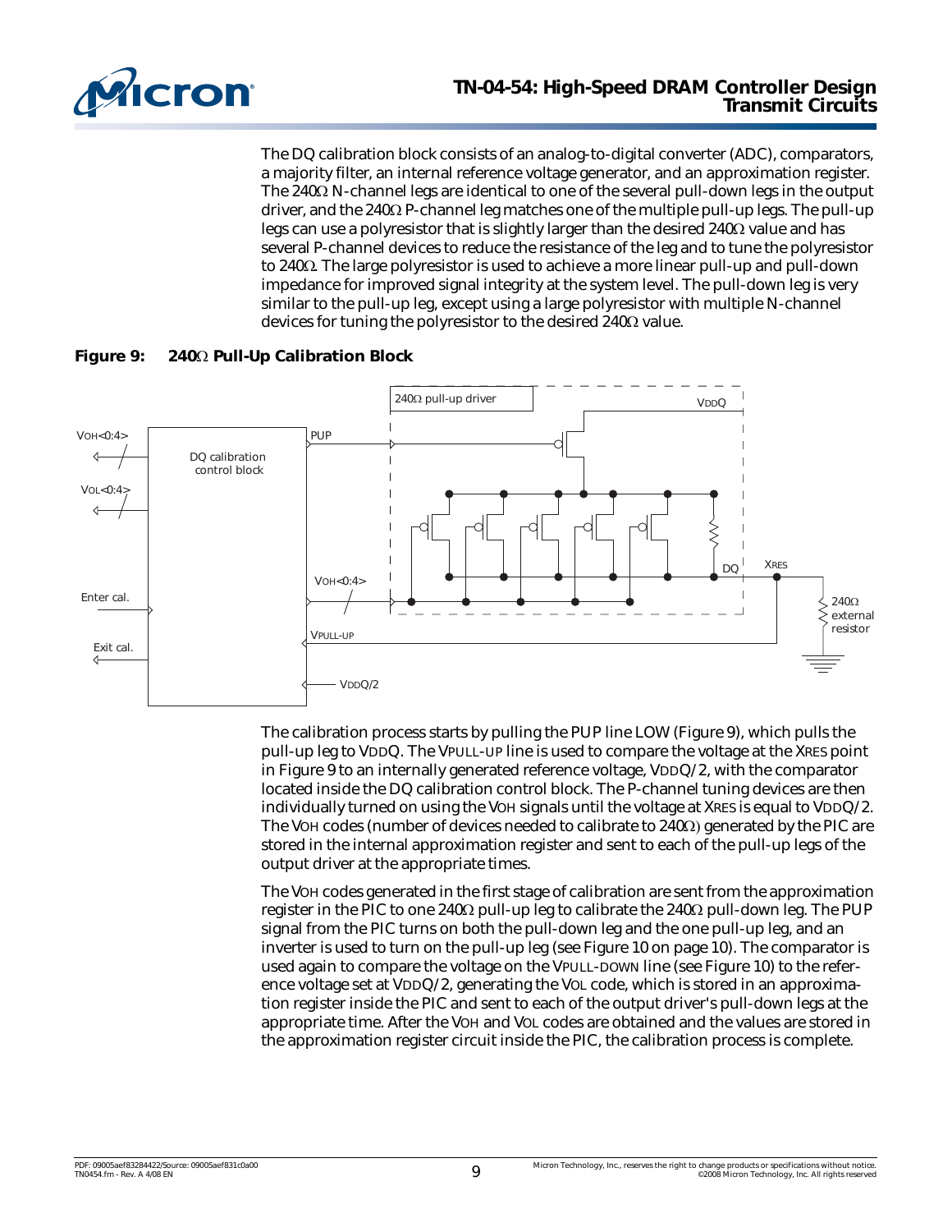The DQ calibration block consists of an analog-to-digital converter (ADC), comparators, a majority filter, an internal reference voltage generator, and an approximation register. The 240Ω N-channel legs are identical to one of the several pull-down legs in the output driver, and the 240Ω P-channel leg matches one of the multiple pull-up legs. The pull-up legs can use a polyresistor that is slightly larger than the desired 240Ω value and has several P-channel devices to reduce the resistance of the leg and to tune the polyresistor to 240Ω. The large polyresistor is used to achieve a more linear pull-up and pull-down impedance for improved signal integrity at the system level. The pull-down leg is very similar to the pull-up leg, except using a large polyresistor with multiple N-channel devices for tuning the polyresistor to the desired 240Ω value.

**Figure 9: 240Ω Pull-Up Calibration Block**

The calibration process starts by pulling the PUP line LOW (Figure 9), which pulls the pull-up leg to VDDQ. The VPULL-UP line is used to compare the voltage at the XRES point in Figure 9 to an internally generated reference voltage, VDDQ/2, with the comparator located inside the DQ calibration control block. The P-channel tuning devices are then individually turned on using the VOH signals until the voltage at XRES is equal to VDDQ/2. The VOH codes (number of devices needed to calibrate to 240Ω) generated by the PIC are stored in the internal approximation register and sent to each of the pull-up legs of the output driver at the appropriate times.

The VOH codes generated in the first stage of calibration are sent from the approximation register in the PIC to one 240Ω pull-up leg to calibrate the 240Ω pull-down leg. The PUP signal from the PIC turns on both the pull-down leg and the one pull-up leg, and an inverter is used to turn on the pull-up leg (see Figure 10 on page 10). The comparator is used again to compare the voltage on the VPULL-DOWN line (see Figure 10) to the reference voltage set at VDDQ/2, generating the VOL code, which is stored in an approximation register inside the PIC and sent to each of the output driver's pull-down legs at the appropriate time. After the VOH and VOL codes are obtained and the values are stored in the approximation register circuit inside the PIC, the calibration process is complete.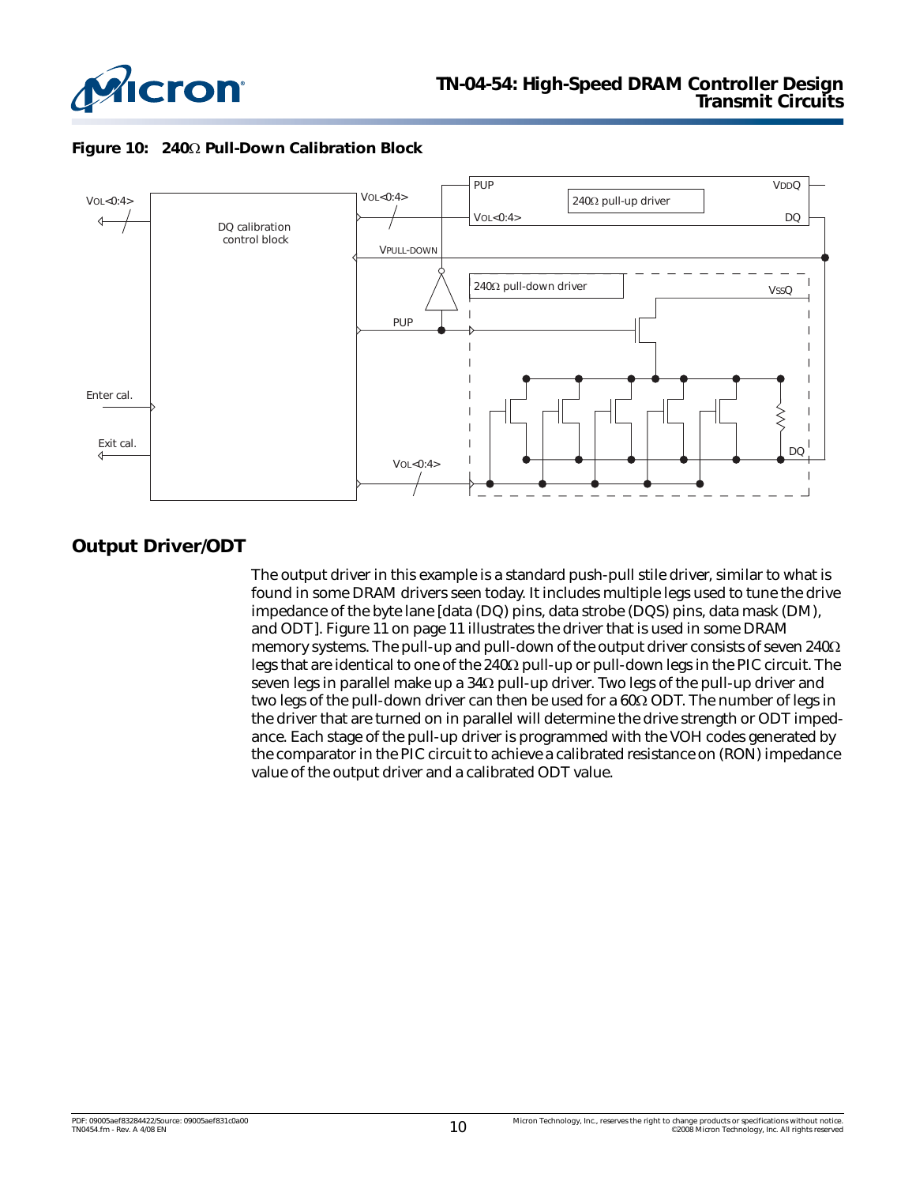**Figure 10: 240Ω Pull-Down Calibration Block**

## Output Driver/ODT

The output driver in this example is a standard push-pull stile driver, similar to what is found in some DRAM drivers seen today. It includes multiple legs used to tune the drive impedance of the byte lane [data (DQ) pins, data strobe (DQS) pins, data mask (DM), and ODT]. Figure 11 on page 11 illustrates the driver that is used in some DRAM memory systems. The pull-up and pull-down of the output driver consists of seven 240Ω legs that are identical to one of the 240Ω pull-up or pull-down legs in the PIC circuit. The seven legs in parallel make up a 34Ω pull-up driver. Two legs of the pull-up driver and two legs of the pull-down driver can then be used for a 60Ω ODT. The number of legs in the driver that are turned on in parallel will determine the drive strength or ODT impedance. Each stage of the pull-up driver is programmed with the VOH codes generated by the comparator in the PIC circuit to achieve a calibrated resistance on (RON) impedance value of the output driver and a calibrated ODT value.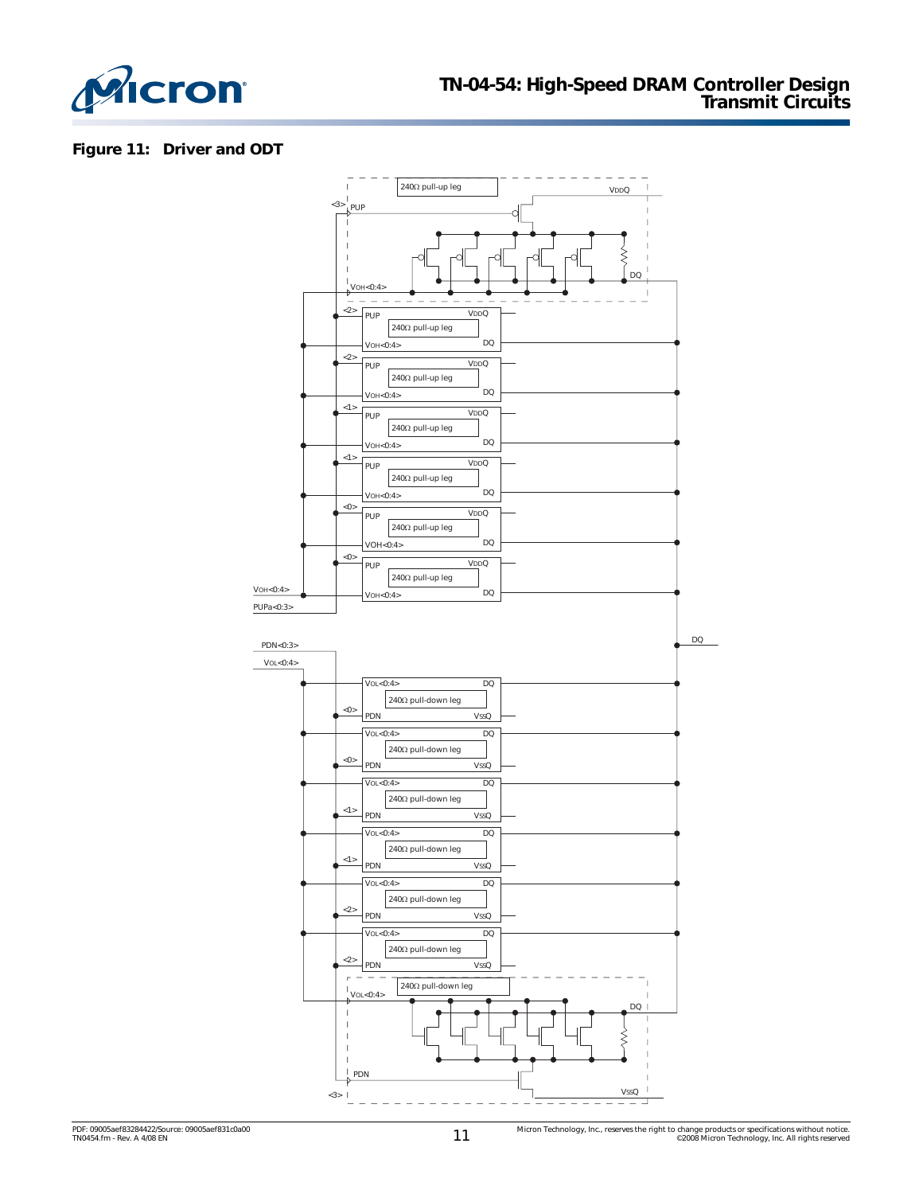**Figure 11: Driver and ODT**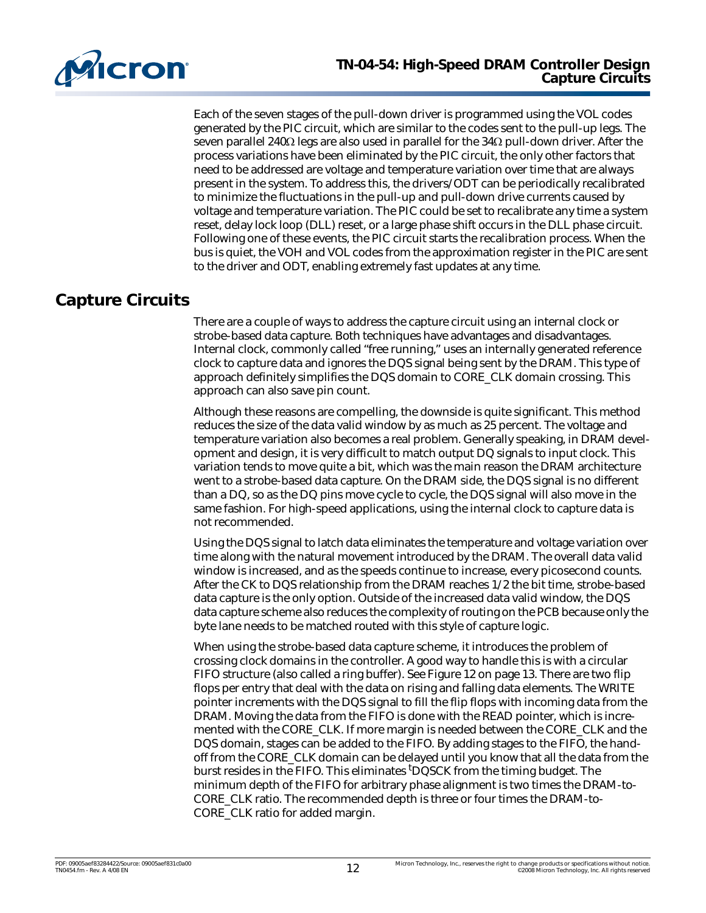Each of the seven stages of the pull-down driver is programmed using the VOL codes generated by the PIC circuit, which are similar to the codes sent to the pull-up legs. The seven parallel 240Ω legs are also used in parallel for the 34Ω pull-down driver. After the process variations have been eliminated by the PIC circuit, the only other factors that need to be addressed are voltage and temperature variation over time that are always present in the system. To address this, the drivers/ODT can be periodically recalibrated to minimize the fluctuations in the pull-up and pull-down drive currents caused by voltage and temperature variation. The PIC could be set to recalibrate any time a system reset, delay lock loop (DLL) reset, or a large phase shift occurs in the DLL phase circuit. Following one of these events, the PIC circuit starts the recalibration process. When the bus is quiet, the VOH and VOL codes from the approximation register in the PIC are sent to the driver and ODT, enabling extremely fast updates at any time.

## Capture Circuits

There are a couple of ways to address the capture circuit using an internal clock or strobe-based data capture. Both techniques have advantages and disadvantages. Internal clock, commonly called "free running," uses an internally generated reference clock to capture data and ignores the DQS signal being sent by the DRAM. This type of approach definitely simplifies the DQS domain to CORE_CLK domain crossing. This approach can also save pin count.

Although these reasons are compelling, the downside is quite significant. This method reduces the size of the data valid window by as much as 25 percent. The voltage and temperature variation also becomes a real problem. Generally speaking, in DRAM development and design, it is very difficult to match output DQ signals to input clock. This variation tends to move quite a bit, which was the main reason the DRAM architecture went to a strobe-based data capture. On the DRAM side, the DQS signal is no different than a DQ, so as the DQ pins move cycle to cycle, the DQS signal will also move in the same fashion. For high-speed applications, using the internal clock to capture data is not recommended.

Using the DQS signal to latch data eliminates the temperature and voltage variation over time along with the natural movement introduced by the DRAM. The overall data valid window is increased, and as the speeds continue to increase, every picosecond counts. After the CK to DQS relationship from the DRAM reaches 1/2 the bit time, strobe-based data capture is the only option. Outside of the increased data valid window, the DQS data capture scheme also reduces the complexity of routing on the PCB because only the byte lane needs to be matched routed with this style of capture logic.

When using the strobe-based data capture scheme, it introduces the problem of crossing clock domains in the controller. A good way to handle this is with a circular FIFO structure (also called a ring buffer). See Figure 12 on page 13. There are two flip flops per entry that deal with the data on rising and falling data elements. The WRITE pointer increments with the DQS signal to fill the flip flops with incoming data from the DRAM. Moving the data from the FIFO is done with the READ pointer, which is incremented with the CORE_CLK. If more margin is needed between the CORE_CLK and the DQS domain, stages can be added to the FIFO. By adding stages to the FIFO, the handoff from the CORE_CLK domain can be delayed until you know that all the data from the burst resides in the FIFO. This eliminates $^{t}$DQSCK from the timing budget. The minimum depth of the FIFO for arbitrary phase alignment is two times the DRAM-to-CORE_CLK ratio. The recommended depth is three or four times the DRAM-to-CORE_CLK ratio for added margin.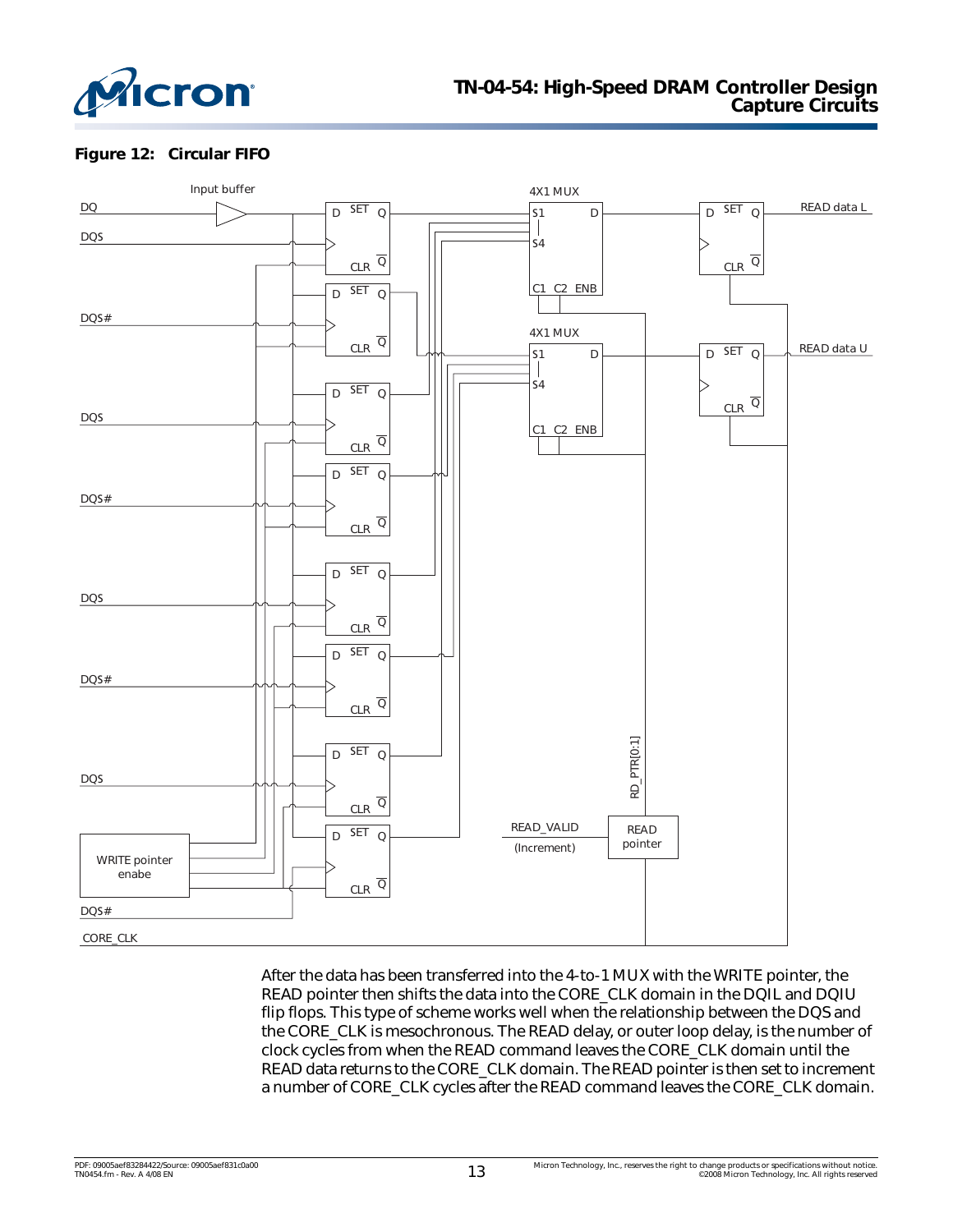**Figure 12: Circular FIFO**

After the data has been transferred into the 4-to-1 MUX with the WRITE pointer, the READ pointer then shifts the data into the CORE_CLK domain in the DQIL and DQIU flip flops. This type of scheme works well when the relationship between the DQS and the CORE_CLK is mesochronous. The READ delay, or outer loop delay, is the number of clock cycles from when the READ command leaves the CORE_CLK domain until the READ data returns to the CORE_CLK domain. The READ pointer is then set to increment a number of CORE_CLK cycles after the READ command leaves the CORE_CLK domain.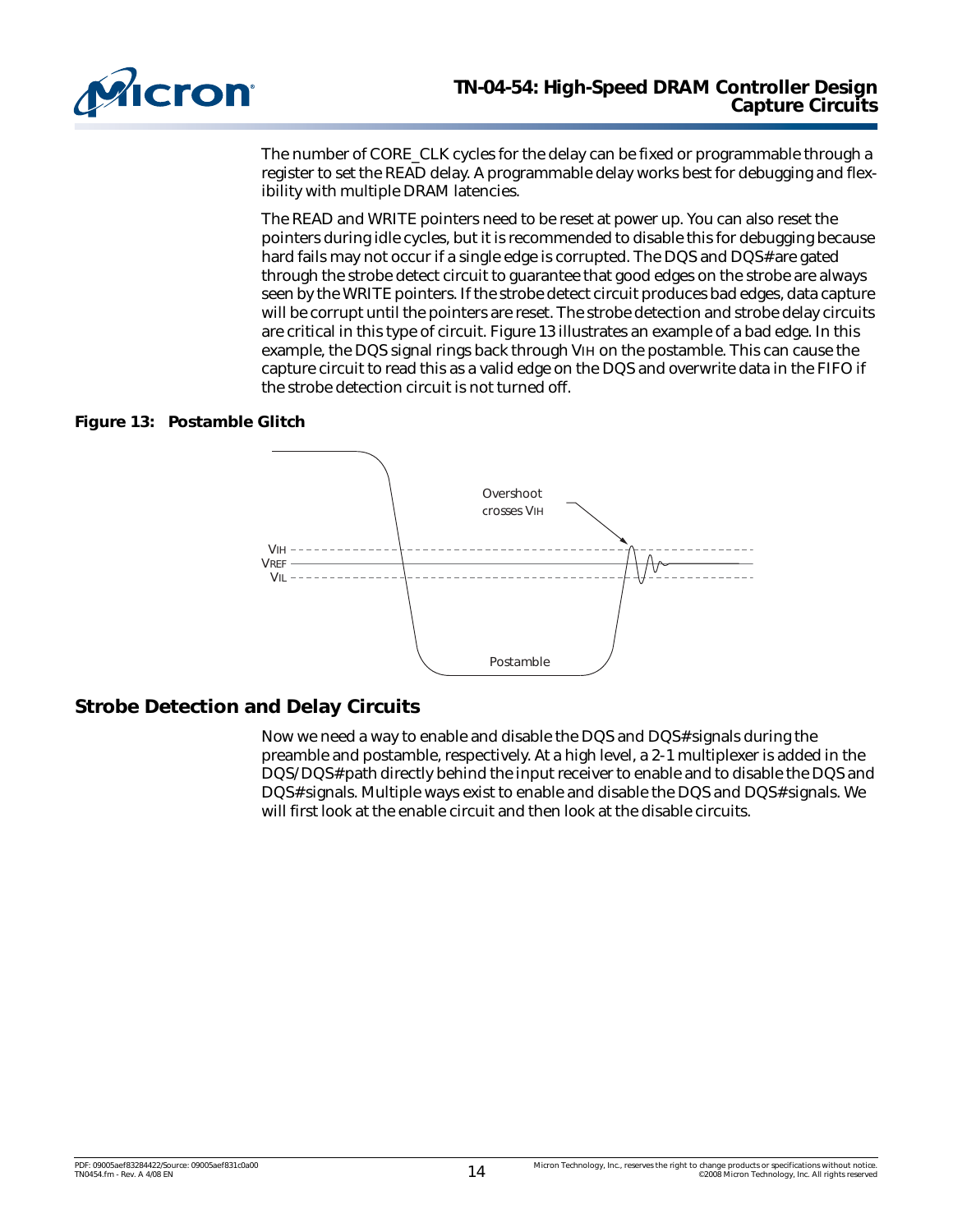The number of CORE_CLK cycles for the delay can be fixed or programmable through a register to set the READ delay. A programmable delay works best for debugging and flexibility with multiple DRAM latencies.

The READ and WRITE pointers need to be reset at power up. You can also reset the pointers during idle cycles, but it is recommended to disable this for debugging because hard fails may not occur if a single edge is corrupted. The DQS and DQS# are gated through the strobe detect circuit to guarantee that good edges on the strobe are always seen by the WRITE pointers. If the strobe detect circuit produces bad edges, data capture will be corrupt until the pointers are reset. The strobe detection and strobe delay circuits are critical in this type of circuit. Figure 13 illustrates an example of a bad edge. In this example, the DQS signal rings back through $V_{IH}$ on the postamble. This can cause the capture circuit to read this as a valid edge on the DQS and overwrite data in the FIFO if the strobe detection circuit is not turned off.

**Figure 13: Postamble Glitch**

## Strobe Detection and Delay Circuits

Now we need a way to enable and disable the DQS and DQS# signals during the preamble and postamble, respectively. At a high level, a 2-1 multiplexer is added in the DQS/DQS# path directly behind the input receiver to enable and to disable the DQS and DQS# signals. Multiple ways exist to enable and disable the DQS and DQS# signals. We will first look at the enable circuit and then look at the disable circuits.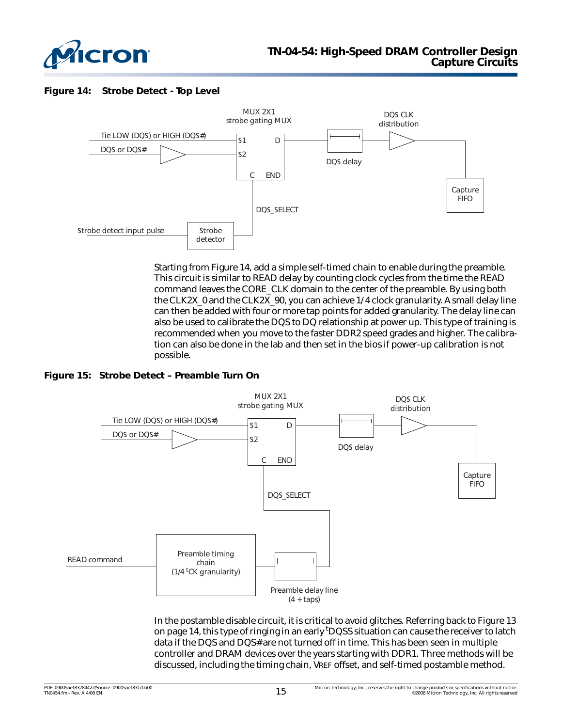**Figure 14: Strobe Detect - Top Level**

Starting from Figure 14, add a simple self-timed chain to enable during the preamble. This circuit is similar to READ delay by counting clock cycles from the time the READ command leaves the CORE_CLK domain to the center of the preamble. By using both the CLK2X_0 and the CLK2X_90, you can achieve 1/4 clock granularity. A small delay line can then be added with four or more tap points for added granularity. The delay line can also be used to calibrate the DQS to DQ relationship at power up. This type of training is recommended when you move to the faster DDR2 speed grades and higher. The calibration can also be done in the lab and then set in the bios if power-up calibration is not possible.

**Figure 15: Strobe Detect – Preamble Turn On**

In the postamble disable circuit, it is critical to avoid glitches. Referring back to Figure 13 on page 14, this type of ringing in an early $^{t}$DQSS situation can cause the receiver to latch data if the DQS and DQS# are not turned off in time. This has been seen in multiple controller and DRAM devices over the years starting with DDR1. Three methods will be discussed, including the timing chain, VREF offset, and self-timed postamble method.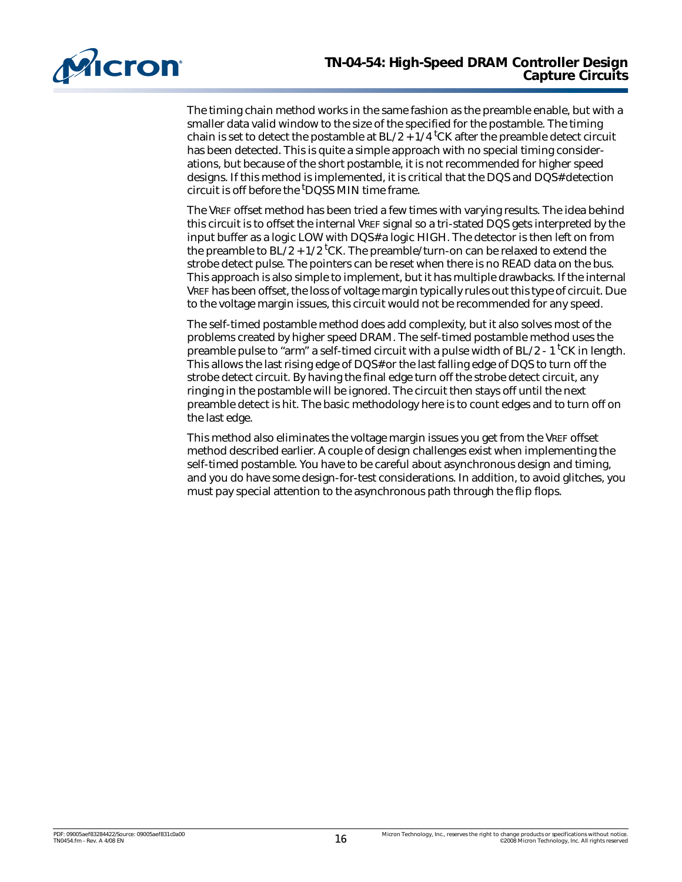The timing chain method works in the same fashion as the preamble enable, but with a smaller data valid window to the size of the specified for the postamble. The timing chain is set to detect the postamble at BL/2 + 1/4 $^{t}$CK after the preamble detect circuit has been detected. This is quite a simple approach with no special timing considerations, but because of the short postamble, it is not recommended for higher speed designs. If this method is implemented, it is critical that the DQS and DQS# detection circuit is off before the $^{t}$DQSS MIN time frame.

The VREF offset method has been tried a few times with varying results. The idea behind this circuit is to offset the internal VREF signal so a tri-stated DQS gets interpreted by the input buffer as a logic LOW with DQS# a logic HIGH. The detector is then left on from the preamble to BL/2 + 1/2 $^{t}$CK. The preamble/turn-on can be relaxed to extend the strobe detect pulse. The pointers can be reset when there is no READ data on the bus. This approach is also simple to implement, but it has multiple drawbacks. If the internal VREF has been offset, the loss of voltage margin typically rules out this type of circuit. Due to the voltage margin issues, this circuit would not be recommended for any speed.

The self-timed postamble method does add complexity, but it also solves most of the problems created by higher speed DRAM. The self-timed postamble method uses the preamble pulse to "arm" a self-timed circuit with a pulse width of BL/2 - 1 $^{t}$CK in length. This allows the last rising edge of DQS# or the last falling edge of DQS to turn off the strobe detect circuit. By having the final edge turn off the strobe detect circuit, any ringing in the postamble will be ignored. The circuit then stays off until the next preamble detect is hit. The basic methodology here is to count edges and to turn off on the last edge.

This method also eliminates the voltage margin issues you get from the VREF offset method described earlier. A couple of design challenges exist when implementing the self-timed postamble. You have to be careful about asynchronous design and timing, and you do have some design-for-test considerations. In addition, to avoid glitches, you must pay special attention to the asynchronous path through the flip flops.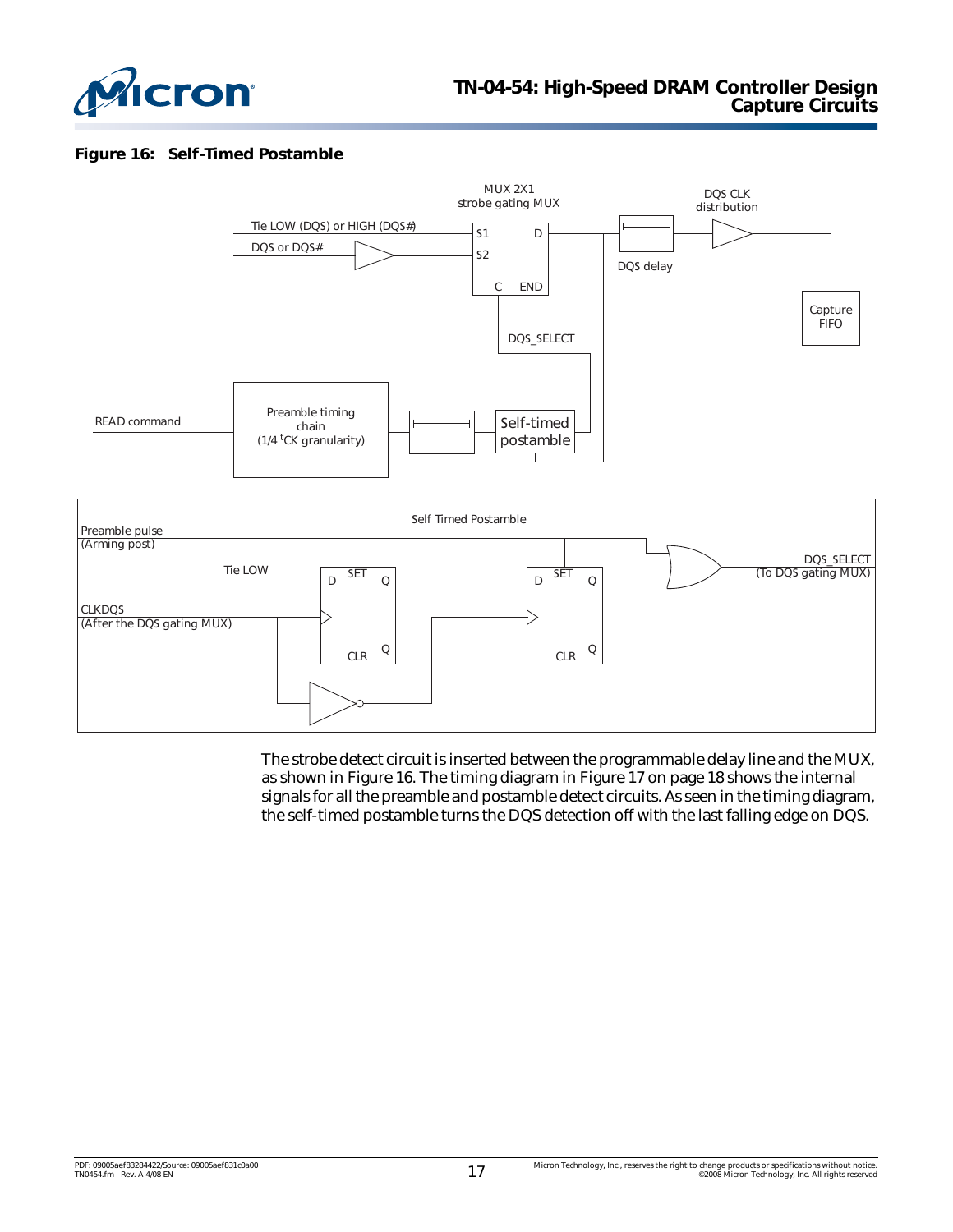**Figure 16: Self-Timed Postamble**

The strobe detect circuit is inserted between the programmable delay line and the MUX, as shown in Figure 16. The timing diagram in Figure 17 on page 18 shows the internal signals for all the preamble and postamble detect circuits. As seen in the timing diagram, the self-timed postamble turns the DQS detection off with the last falling edge on DQS.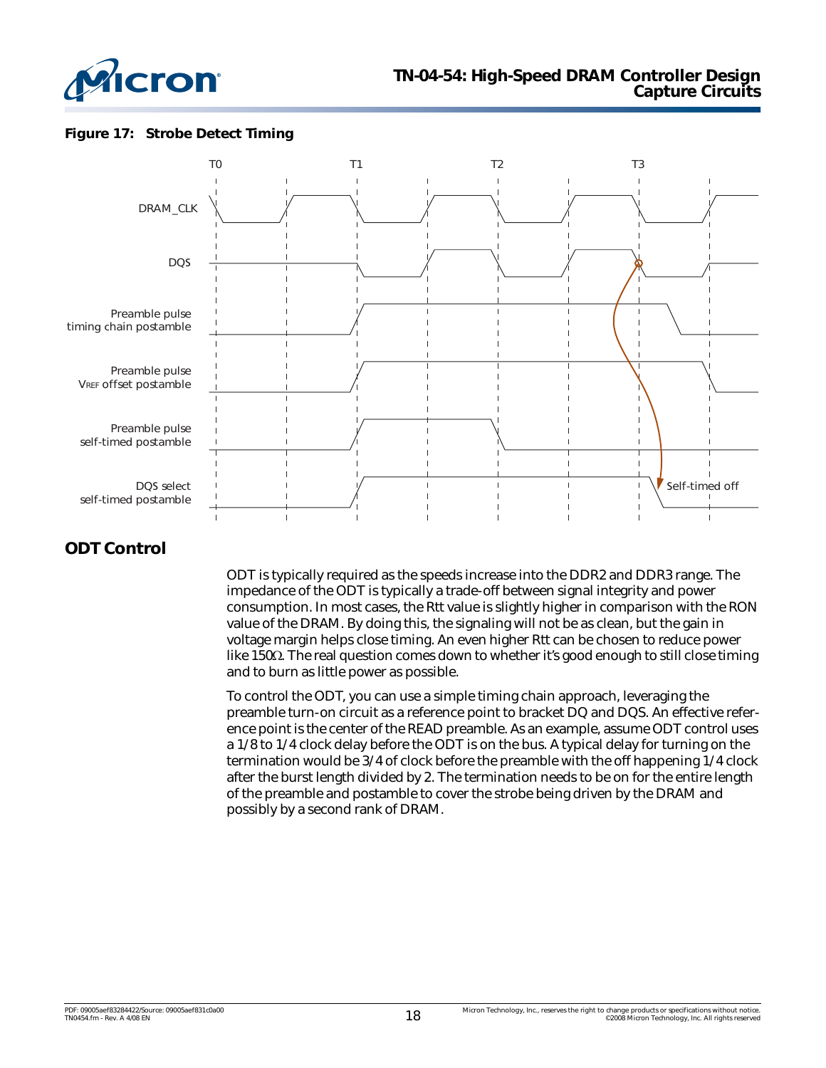**Figure 17: Strobe Detect Timing**

## ODT Control

ODT is typically required as the speeds increase into the DDR2 and DDR3 range. The impedance of the ODT is typically a trade-off between signal integrity and power consumption. In most cases, the Rtt value is slightly higher in comparison with the RON value of the DRAM. By doing this, the signaling will not be as clean, but the gain in voltage margin helps close timing. An even higher Rtt can be chosen to reduce power like 150Ω. The real question comes down to whether it's good enough to still close timing and to burn as little power as possible.

To control the ODT, you can use a simple timing chain approach, leveraging the preamble turn-on circuit as a reference point to bracket DQ and DQS. An effective reference point is the center of the READ preamble. As an example, assume ODT control uses a 1/8 to 1/4 clock delay before the ODT is on the bus. A typical delay for turning on the termination would be 3/4 of clock before the preamble with the off happening 1/4 clock after the burst length divided by 2. The termination needs to be on for the entire length of the preamble and postamble to cover the strobe being driven by the DRAM and possibly by a second rank of DRAM.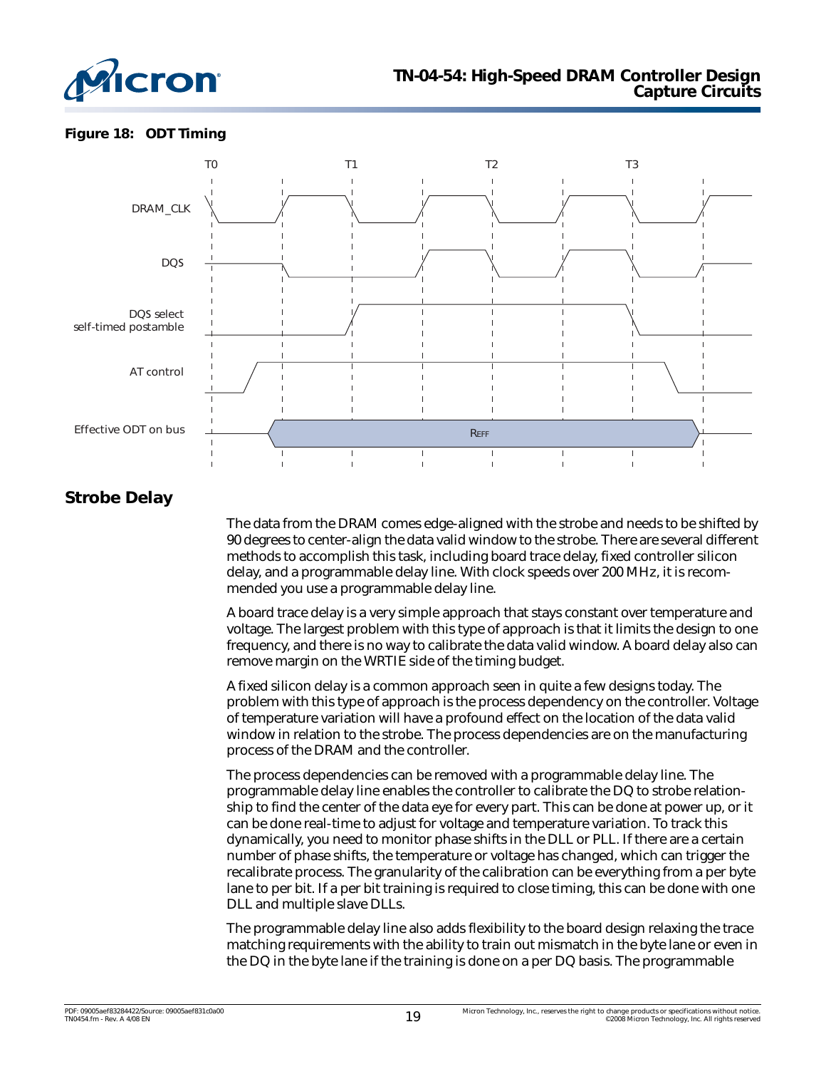**Figure 18: ODT Timing**

T0 T1 T2 T3

DRAM_CLK

DQS

DQS select self-timed postamble

AT control

Effective ODT on bus — REFF

## Strobe Delay

The data from the DRAM comes edge-aligned with the strobe and needs to be shifted by 90 degrees to center-align the data valid window to the strobe. There are several different methods to accomplish this task, including board trace delay, fixed controller silicon delay, and a programmable delay line. With clock speeds over 200 MHz, it is recommended you use a programmable delay line.

A board trace delay is a very simple approach that stays constant over temperature and voltage. The largest problem with this type of approach is that it limits the design to one frequency, and there is no way to calibrate the data valid window. A board delay also can remove margin on the WRTIE side of the timing budget.

A fixed silicon delay is a common approach seen in quite a few designs today. The problem with this type of approach is the process dependency on the controller. Voltage of temperature variation will have a profound effect on the location of the data valid window in relation to the strobe. The process dependencies are on the manufacturing process of the DRAM and the controller.

The process dependencies can be removed with a programmable delay line. The programmable delay line enables the controller to calibrate the DQ to strobe relationship to find the center of the data eye for every part. This can be done at power up, or it can be done real-time to adjust for voltage and temperature variation. To track this dynamically, you need to monitor phase shifts in the DLL or PLL. If there are a certain number of phase shifts, the temperature or voltage has changed, which can trigger the recalibrate process. The granularity of the calibration can be everything from a per byte lane to per bit. If a per bit training is required to close timing, this can be done with one DLL and multiple slave DLLs.

The programmable delay line also adds flexibility to the board design relaxing the trace matching requirements with the ability to train out mismatch in the byte lane or even in the DQ in the byte lane if the training is done on a per DQ basis. The programmable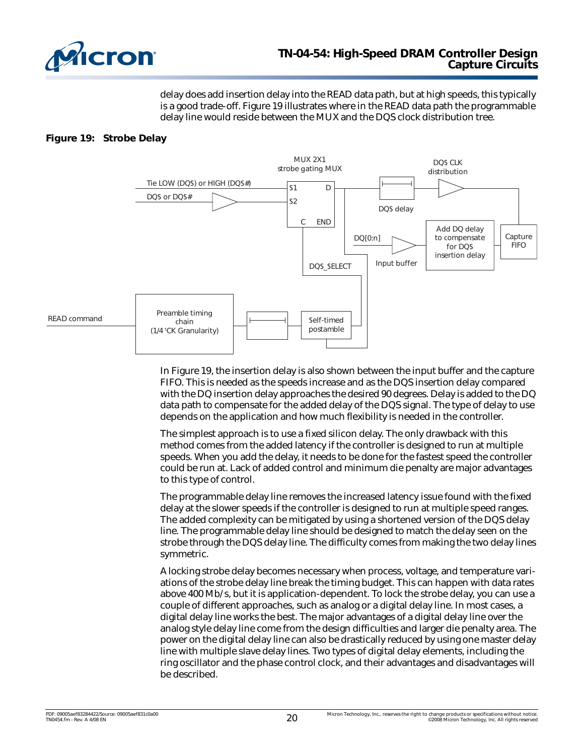delay does add insertion delay into the READ data path, but at high speeds, this typically is a good trade-off. Figure 19 illustrates where in the READ data path the programmable delay line would reside between the MUX and the DQS clock distribution tree.

**Figure 19: Strobe Delay**

In Figure 19, the insertion delay is also shown between the input buffer and the capture FIFO. This is needed as the speeds increase and as the DQS insertion delay compared with the DQ insertion delay approaches the desired 90 degrees. Delay is added to the DQ data path to compensate for the added delay of the DQS signal. The type of delay to use depends on the application and how much flexibility is needed in the controller.

The simplest approach is to use a fixed silicon delay. The only drawback with this method comes from the added latency if the controller is designed to run at multiple speeds. When you add the delay, it needs to be done for the fastest speed the controller could be run at. Lack of added control and minimum die penalty are major advantages to this type of control.

The programmable delay line removes the increased latency issue found with the fixed delay at the slower speeds if the controller is designed to run at multiple speed ranges. The added complexity can be mitigated by using a shortened version of the DQS delay line. The programmable delay line should be designed to match the delay seen on the strobe through the DQS delay line. The difficulty comes from making the two delay lines symmetric.

A locking strobe delay becomes necessary when process, voltage, and temperature variations of the strobe delay line break the timing budget. This can happen with data rates above 400 Mb/s, but it is application-dependent. To lock the strobe delay, you can use a couple of different approaches, such as analog or a digital delay line. In most cases, a digital delay line works the best. The major advantages of a digital delay line over the analog style delay line come from the design difficulties and larger die penalty area. The power on the digital delay line can also be drastically reduced by using one master delay line with multiple slave delay lines. Two types of digital delay elements, including the ring oscillator and the phase control clock, and their advantages and disadvantages will be described.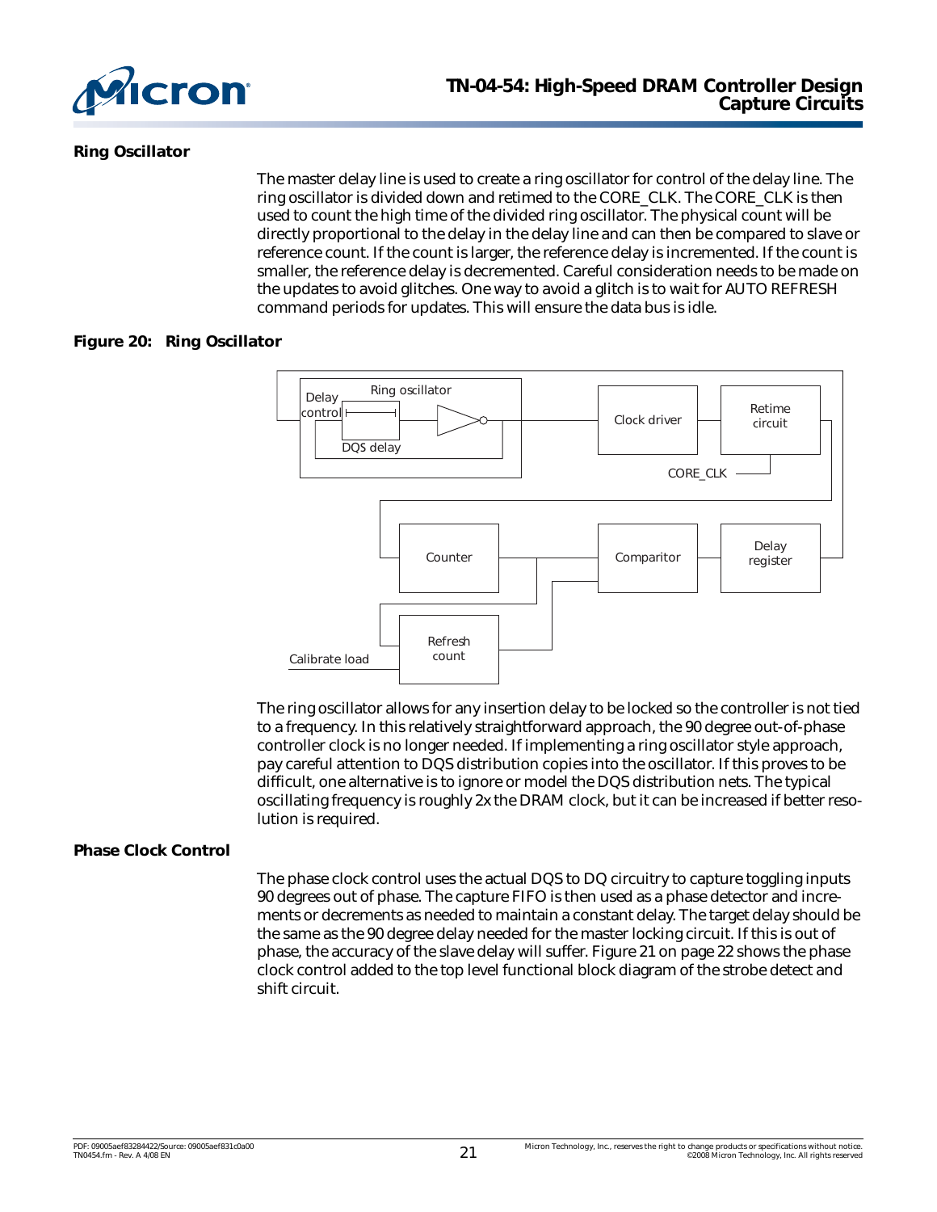## Ring Oscillator

The master delay line is used to create a ring oscillator for control of the delay line. The ring oscillator is divided down and retimed to the CORE_CLK. The CORE_CLK is then used to count the high time of the divided ring oscillator. The physical count will be directly proportional to the delay in the delay line and can then be compared to slave or reference count. If the count is larger, the reference delay is incremented. If the count is smaller, the reference delay is decremented. Careful consideration needs to be made on the updates to avoid glitches. One way to avoid a glitch is to wait for AUTO REFRESH command periods for updates. This will ensure the data bus is idle.

**Figure 20: Ring Oscillator**

The ring oscillator allows for any insertion delay to be locked so the controller is not tied to a frequency. In this relatively straightforward approach, the 90 degree out-of-phase controller clock is no longer needed. If implementing a ring oscillator style approach, pay careful attention to DQS distribution copies into the oscillator. If this proves to be difficult, one alternative is to ignore or model the DQS distribution nets. The typical oscillating frequency is roughly 2x the DRAM clock, but it can be increased if better resolution is required.

## Phase Clock Control

The phase clock control uses the actual DQS to DQ circuitry to capture toggling inputs 90 degrees out of phase. The capture FIFO is then used as a phase detector and increments or decrements as needed to maintain a constant delay. The target delay should be the same as the 90 degree delay needed for the master locking circuit. If this is out of phase, the accuracy of the slave delay will suffer. Figure 21 on page 22 shows the phase clock control added to the top level functional block diagram of the strobe detect and shift circuit.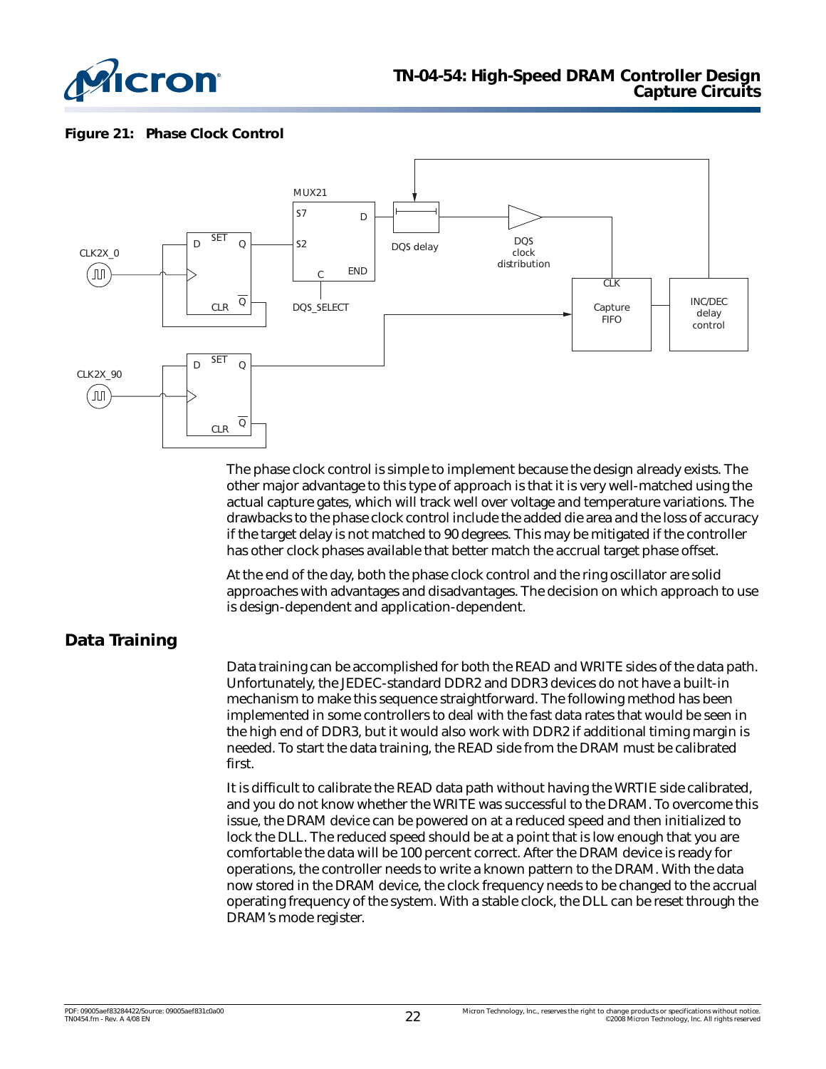**Figure 21: Phase Clock Control**

The phase clock control is simple to implement because the design already exists. The other major advantage to this type of approach is that it is very well-matched using the actual capture gates, which will track well over voltage and temperature variations. The drawbacks to the phase clock control include the added die area and the loss of accuracy if the target delay is not matched to 90 degrees. This may be mitigated if the controller has other clock phases available that better match the accrual target phase offset.

At the end of the day, both the phase clock control and the ring oscillator are solid approaches with advantages and disadvantages. The decision on which approach to use is design-dependent and application-dependent.

## Data Training

Data training can be accomplished for both the READ and WRITE sides of the data path. Unfortunately, the JEDEC-standard DDR2 and DDR3 devices do not have a built-in mechanism to make this sequence straightforward. The following method has been implemented in some controllers to deal with the fast data rates that would be seen in the high end of DDR3, but it would also work with DDR2 if additional timing margin is needed. To start the data training, the READ side from the DRAM must be calibrated first.

It is difficult to calibrate the READ data path without having the WRTIE side calibrated, and you do not know whether the WRITE was successful to the DRAM. To overcome this issue, the DRAM device can be powered on at a reduced speed and then initialized to lock the DLL. The reduced speed should be at a point that is low enough that you are comfortable the data will be 100 percent correct. After the DRAM device is ready for operations, the controller needs to write a known pattern to the DRAM. With the data now stored in the DRAM device, the clock frequency needs to be changed to the accrual operating frequency of the system. With a stable clock, the DLL can be reset through the DRAM's mode register.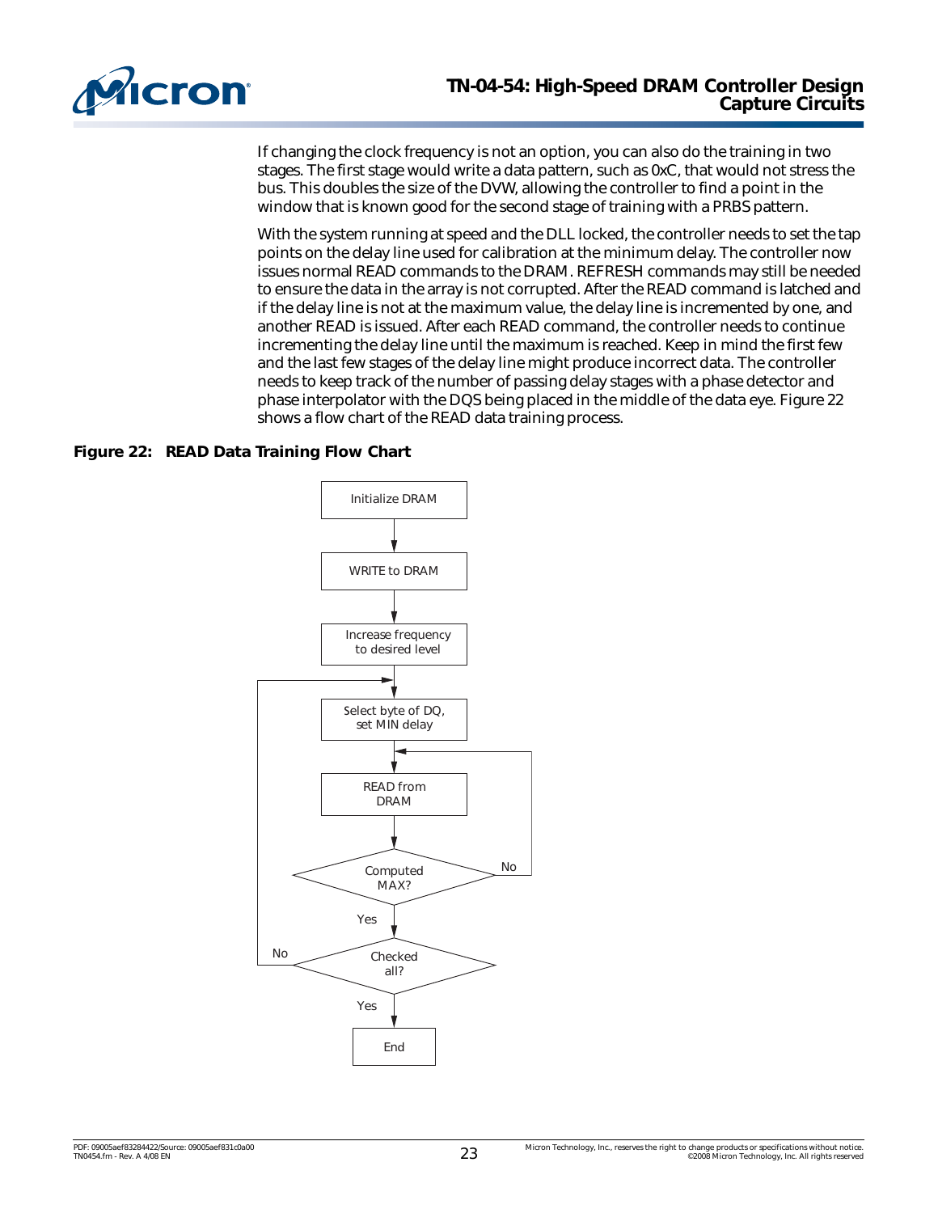If changing the clock frequency is not an option, you can also do the training in two stages. The first stage would write a data pattern, such as 0xC, that would not stress the bus. This doubles the size of the DVW, allowing the controller to find a point in the window that is known good for the second stage of training with a PRBS pattern.

With the system running at speed and the DLL locked, the controller needs to set the tap points on the delay line used for calibration at the minimum delay. The controller now issues normal READ commands to the DRAM. REFRESH commands may still be needed to ensure the data in the array is not corrupted. After the READ command is latched and if the delay line is not at the maximum value, the delay line is incremented by one, and another READ is issued. After each READ command, the controller needs to continue incrementing the delay line until the maximum is reached. Keep in mind the first few and the last few stages of the delay line might produce incorrect data. The controller needs to keep track of the number of passing delay stages with a phase detector and phase interpolator with the DQS being placed in the middle of the data eye. Figure 22 shows a flow chart of the READ data training process.

**Figure 22: READ Data Training Flow Chart**

Initialize DRAM → WRITE to DRAM → Increase frequency to desired level → Select byte of DQ, set MIN delay → READ from DRAM → Computed MAX? (No: return to READ from DRAM; Yes: continue) → Checked all? (No: return to Select byte of DQ, set MIN delay; Yes: continue) → End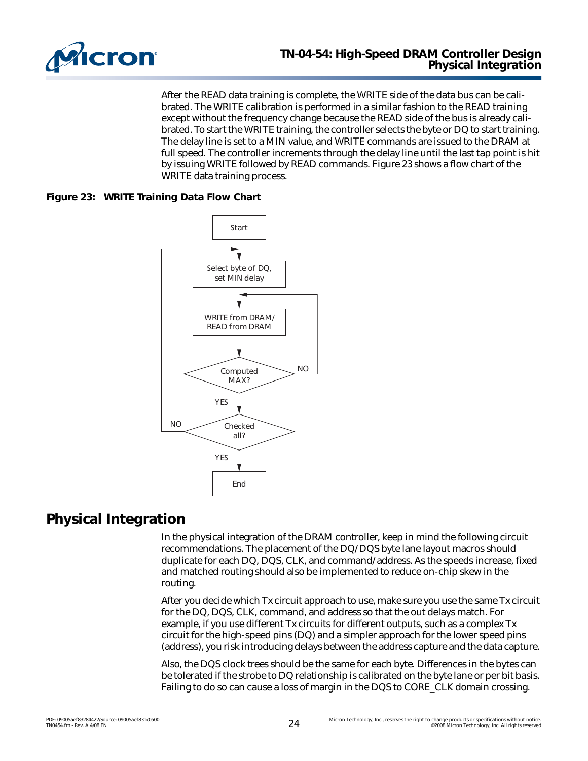After the READ data training is complete, the WRITE side of the data bus can be calibrated. The WRITE calibration is performed in a similar fashion to the READ training except without the frequency change because the READ side of the bus is already calibrated. To start the WRITE training, the controller selects the byte or DQ to start training. The delay line is set to a MIN value, and WRITE commands are issued to the DRAM at full speed. The controller increments through the delay line until the last tap point is hit by issuing WRITE followed by READ commands. Figure 23 shows a flow chart of the WRITE data training process.

**Figure 23: WRITE Training Data Flow Chart**

```
Start
  |
  v
Select byte of DQ, set MIN delay  <---------------+
  |                                               |
  v                                               |
WRITE from DRAM/ READ from DRAM  <--+             |
  |                                 |             |
  v                                 |             |
Computed MAX? --NO------------------+             |
  | YES                                           |
  v                                               |
Checked all? --NO---------------------------------+
  | YES
  v
End
```

## Physical Integration

In the physical integration of the DRAM controller, keep in mind the following circuit recommendations. The placement of the DQ/DQS byte lane layout macros should duplicate for each DQ, DQS, CLK, and command/address. As the speeds increase, fixed and matched routing should also be implemented to reduce on-chip skew in the routing.

After you decide which Tx circuit approach to use, make sure you use the same Tx circuit for the DQ, DQS, CLK, command, and address so that the out delays match. For example, if you use different Tx circuits for different outputs, such as a complex Tx circuit for the high-speed pins (DQ) and a simpler approach for the lower speed pins (address), you risk introducing delays between the address capture and the data capture.

Also, the DQS clock trees should be the same for each byte. Differences in the bytes can be tolerated if the strobe to DQ relationship is calibrated on the byte lane or per bit basis. Failing to do so can cause a loss of margin in the DQS to CORE_CLK domain crossing.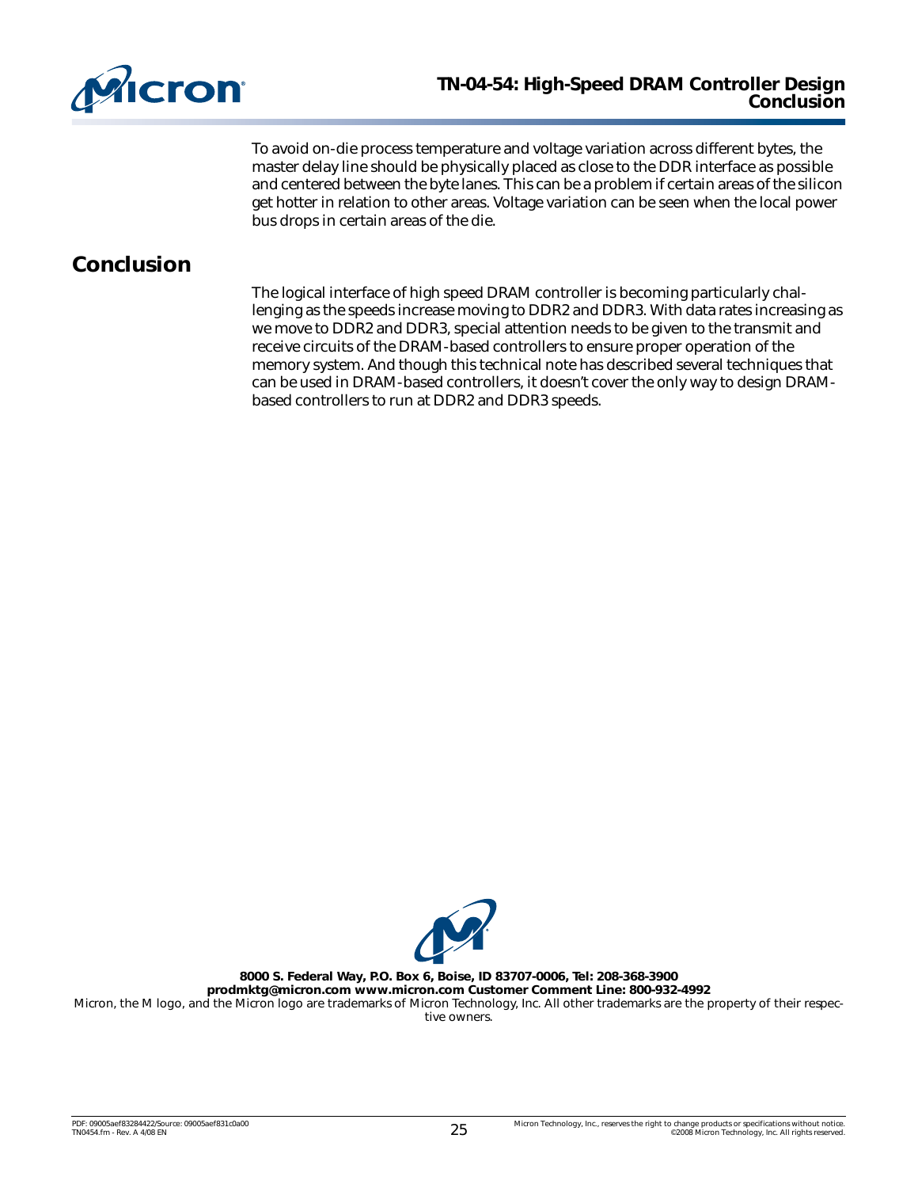To avoid on-die process temperature and voltage variation across different bytes, the master delay line should be physically placed as close to the DDR interface as possible and centered between the byte lanes. This can be a problem if certain areas of the silicon get hotter in relation to other areas. Voltage variation can be seen when the local power bus drops in certain areas of the die.

## Conclusion

The logical interface of high speed DRAM controller is becoming particularly challenging as the speeds increase moving to DDR2 and DDR3. With data rates increasing as we move to DDR2 and DDR3, special attention needs to be given to the transmit and receive circuits of the DRAM-based controllers to ensure proper operation of the memory system. And though this technical note has described several techniques that can be used in DRAM-based controllers, it doesn't cover the only way to design DRAM-based controllers to run at DDR2 and DDR3 speeds.

**8000 S. Federal Way, P.O. Box 6, Boise, ID 83707-0006, Tel: 208-368-3900**
**prodmktg@micron.com www.micron.com Customer Comment Line: 800-932-4992**

Micron, the M logo, and the Micron logo are trademarks of Micron Technology, Inc. All other trademarks are the property of their respective owners.